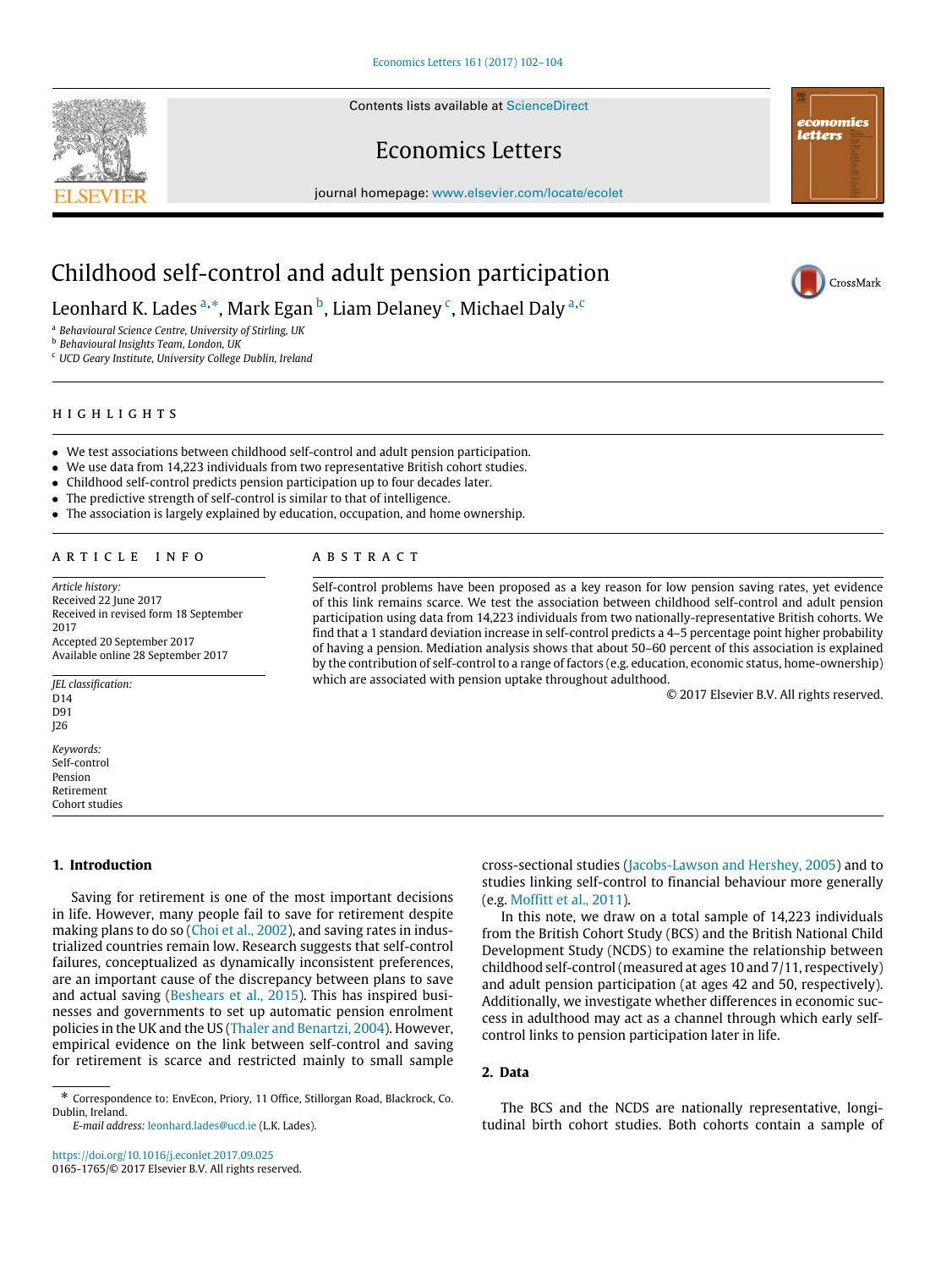# Childhood self-control and adult pension participation

Leonhard K. Lades [a,*], Mark Egan [b], Liam Delaney [c], Michael Daly [a,c]

[a] *Behavioural Science Centre, University of Stirling, UK*
[b] *Behavioural Insights Team, London, UK*
[c] *UCD Geary Institute, University College Dublin, Ireland*

## HIGHLIGHTS

- We test associations between childhood self-control and adult pension participation.
- We use data from 14,223 individuals from two representative British cohort studies.
- Childhood self-control predicts pension participation up to four decades later.
- The predictive strength of self-control is similar to that of intelligence.
- The association is largely explained by education, occupation, and home ownership.

## ARTICLE INFO

*Article history:*
Received 22 June 2017
Received in revised form 18 September 2017
Accepted 20 September 2017
Available online 28 September 2017

*JEL classification:*
D14
D91
J26

*Keywords:*
Self-control
Pension
Retirement
Cohort studies

## ABSTRACT

Self-control problems have been proposed as a key reason for low pension saving rates, yet evidence of this link remains scarce. We test the association between childhood self-control and adult pension participation using data from 14,223 individuals from two nationally-representative British cohorts. We find that a 1 standard deviation increase in self-control predicts a 4–5 percentage point higher probability of having a pension. Mediation analysis shows that about 50–60 percent of this association is explained by the contribution of self-control to a range of factors (e.g. education, economic status, home-ownership) which are associated with pension uptake throughout adulthood.

© 2017 Elsevier B.V. All rights reserved.

## 1. Introduction

Saving for retirement is one of the most important decisions in life. However, many people fail to save for retirement despite making plans to do so (Choi et al., 2002), and saving rates in industrialized countries remain low. Research suggests that self-control failures, conceptualized as dynamically inconsistent preferences, are an important cause of the discrepancy between plans to save and actual saving (Beshears et al., 2015). This has inspired businesses and governments to set up automatic pension enrolment policies in the UK and the US (Thaler and Benartzi, 2004). However, empirical evidence on the link between self-control and saving for retirement is scarce and restricted mainly to small sample cross-sectional studies (Jacobs-Lawson and Hershey, 2005) and to studies linking self-control to financial behaviour more generally (e.g. Moffitt et al., 2011).

In this note, we draw on a total sample of 14,223 individuals from the British Cohort Study (BCS) and the British National Child Development Study (NCDS) to examine the relationship between childhood self-control (measured at ages 10 and 7/11, respectively) and adult pension participation (at ages 42 and 50, respectively). Additionally, we investigate whether differences in economic success in adulthood may act as a channel through which early self-control links to pension participation later in life.

## 2. Data

The BCS and the NCDS are nationally representative, longitudinal birth cohort studies. Both cohorts contain a sample of

---

* Correspondence to: EnvEcon, Priory, 11 Office, Stillorgan Road, Blackrock, Co. Dublin, Ireland.
*E-mail address:* leonhard.lades@ucd.ie (L.K. Lades).

https://doi.org/10.1016/j.econlet.2017.09.025
0165-1765/© 2017 Elsevier B.V. All rights reserved.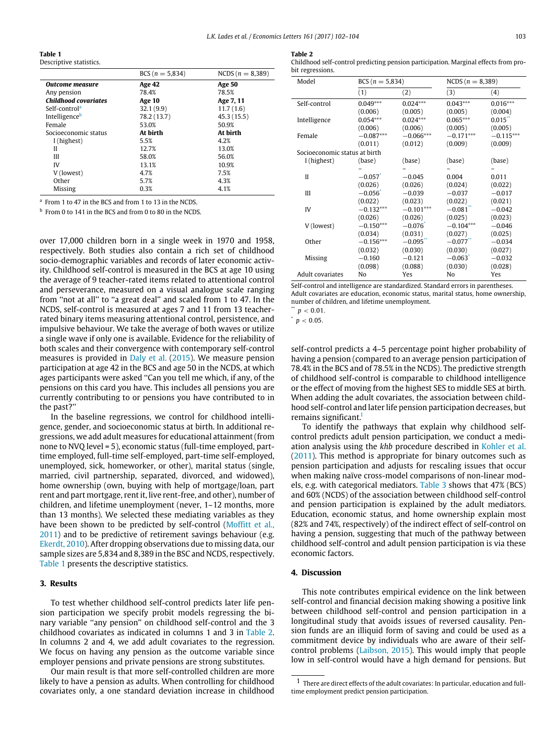**Table 1**
Descriptive statistics.

| | BCS ($n = 5{,}834$) | NCDS ($n = 8{,}389$) |
|---|---|---|
| ***Outcome measure*** | **Age 42** | **Age 50** |
| Any pension | 78.4% | 78.5% |
| ***Childhood covariates*** | **Age 10** | **Age 7, 11** |
| Self-control[a] | 32.1 (9.9) | 11.7 (1.6) |
| Intelligence[b] | 78.2 (13.7) | 45.3 (15.5) |
| Female | 53.0% | 50.9% |
| Socioeconomic status | **At birth** | **At birth** |
| I (highest) | 5.5% | 4.2% |
| II | 12.7% | 13.0% |
| III | 58.0% | 56.0% |
| IV | 13.1% | 10.9% |
| V (lowest) | 4.7% | 7.5% |
| Other | 5.7% | 4.3% |
| Missing | 0.3% | 4.1% |

[a] From 1 to 47 in the BCS and from 1 to 13 in the NCDS.

[b] From 0 to 141 in the BCS and from 0 to 80 in the NCDS.

over 17,000 children born in a single week in 1970 and 1958, respectively. Both studies also contain a rich set of childhood socio-demographic variables and records of later economic activity. Childhood self-control is measured in the BCS at age 10 using the average of 9 teacher-rated items related to attentional control and perseverance, measured on a visual analogue scale ranging from "not at all" to "a great deal" and scaled from 1 to 47. In the NCDS, self-control is measured at ages 7 and 11 from 13 teacher-rated binary items measuring attentional control, persistence, and impulsive behaviour. We take the average of both waves or utilize a single wave if only one is available. Evidence for the reliability of both scales and their convergence with contemporary self-control measures is provided in Daly et al. (2015). We measure pension participation at age 42 in the BCS and age 50 in the NCDS, at which ages participants were asked "Can you tell me which, if any, of the pensions on this card you have. This includes all pensions you are currently contributing to or pensions you have contributed to in the past?"

In the baseline regressions, we control for childhood intelligence, gender, and socioeconomic status at birth. In additional regressions, we add adult measures for educational attainment (from none to NVQ level = 5), economic status (full-time employed, part-time employed, full-time self-employed, part-time self-employed, unemployed, sick, homeworker, or other), marital status (single, married, civil partnership, separated, divorced, and widowed), home ownership (own, buying with help of mortgage/loan, part rent and part mortgage, rent it, live rent-free, and other), number of children, and lifetime unemployment (never, 1–12 months, more than 13 months). We selected these mediating variables as they have been shown to be predicted by self-control (Moffitt et al., 2011) and to be predictive of retirement savings behaviour (e.g. Ekerdt, 2010). After dropping observations due to missing data, our sample sizes are 5,834 and 8,389 in the BSC and NCDS, respectively. Table 1 presents the descriptive statistics.

## 3. Results

To test whether childhood self-control predicts later life pension participation we specify probit models regressing the binary variable "any pension" on childhood self-control and the 3 childhood covariates as indicated in columns 1 and 3 in Table 2. In columns 2 and 4, we add adult covariates to the regression. We focus on having any pension as the outcome variable since employer pensions and private pensions are strong substitutes.

Our main result is that more self-controlled children are more likely to have a pension as adults. When controlling for childhood covariates only, a one standard deviation increase in childhood self-control predicts a 4–5 percentage point higher probability of having a pension (compared to an average pension participation of 78.4% in the BCS and of 78.5% in the NCDS). The predictive strength of childhood self-control is comparable to childhood intelligence or the effect of moving from the highest SES to middle SES at birth. When adding the adult covariates, the association between childhood self-control and later life pension participation decreases, but remains significant.[1]

To identify the pathways that explain why childhood self-control predicts adult pension participation, we conduct a mediation analysis using the *khb* procedure described in Kohler et al. (2011). This method is appropriate for binary outcomes such as pension participation and adjusts for rescaling issues that occur when making naïve cross-model comparisons of non-linear models, e.g. with categorical mediators. Table 3 shows that 47% (BCS) and 60% (NCDS) of the association between childhood self-control and pension participation is explained by the adult mediators. Education, economic status, and home ownership explain most (82% and 74%, respectively) of the indirect effect of self-control on having a pension, suggesting that much of the pathway between childhood self-control and adult pension participation is via these economic factors.

**Table 2**
Childhood self-control predicting pension participation. Marginal effects from probit regressions.

| Model | BCS ($n = 5{,}834$) | | NCDS ($n = 8{,}389$) | |
|---|---|---|---|---|
| | (1) | (2) | (3) | (4) |
| Self-control | 0.049*** | 0.024*** | 0.043*** | 0.016*** |
| | (0.006) | (0.005) | (0.005) | (0.004) |
| Intelligence | 0.054*** | 0.024*** | 0.065*** | 0.015** |
| | (0.006) | (0.006) | (0.005) | (0.005) |
| Female | −0.087*** | −0.066*** | −0.171*** | −0.115*** |
| | (0.011) | (0.012) | (0.009) | (0.009) |
| Socioeconomic status at birth | | | | |
| I (highest) | (base) | (base) | (base) | (base) |
| | – | – | – | – |
| II | −0.057* | −0.045 | 0.004 | 0.011 |
| | (0.026) | (0.026) | (0.024) | (0.022) |
| III | −0.056* | −0.039 | −0.037 | −0.017 |
| | (0.022) | (0.023) | (0.022) | (0.021) |
| IV | −0.132*** | −0.101*** | −0.081** | −0.042 |
| | (0.026) | (0.026) | (0.025) | (0.023) |
| V (lowest) | −0.150*** | −0.076* | −0.104*** | −0.046 |
| | (0.034) | (0.031) | (0.027) | (0.025) |
| Other | −0.156*** | −0.095** | −0.077** | −0.034 |
| | (0.032) | (0.030) | (0.030) | (0.027) |
| Missing | −0.160 | −0.121 | −0.063* | −0.032 |
| | (0.098) | (0.088) | (0.030) | (0.028) |
| Adult covariates | No | Yes | No | Yes |

Self-control and intelligence are standardized. Standard errors in parentheses. Adult covariates are education, economic status, marital status, home ownership, number of children, and lifetime unemployment.

** $p < 0.01$.

* $p < 0.05$.

## 4. Discussion

This note contributes empirical evidence on the link between self-control and financial decision making showing a positive link between childhood self-control and pension participation in a longitudinal study that avoids issues of reversed causality. Pension funds are an illiquid form of saving and could be used as a commitment device by individuals who are aware of their self-control problems (Laibson, 2015). This would imply that people low in self-control would have a high demand for pensions. But

[1] There are direct effects of the adult covariates: In particular, education and full-time employment predict pension participation.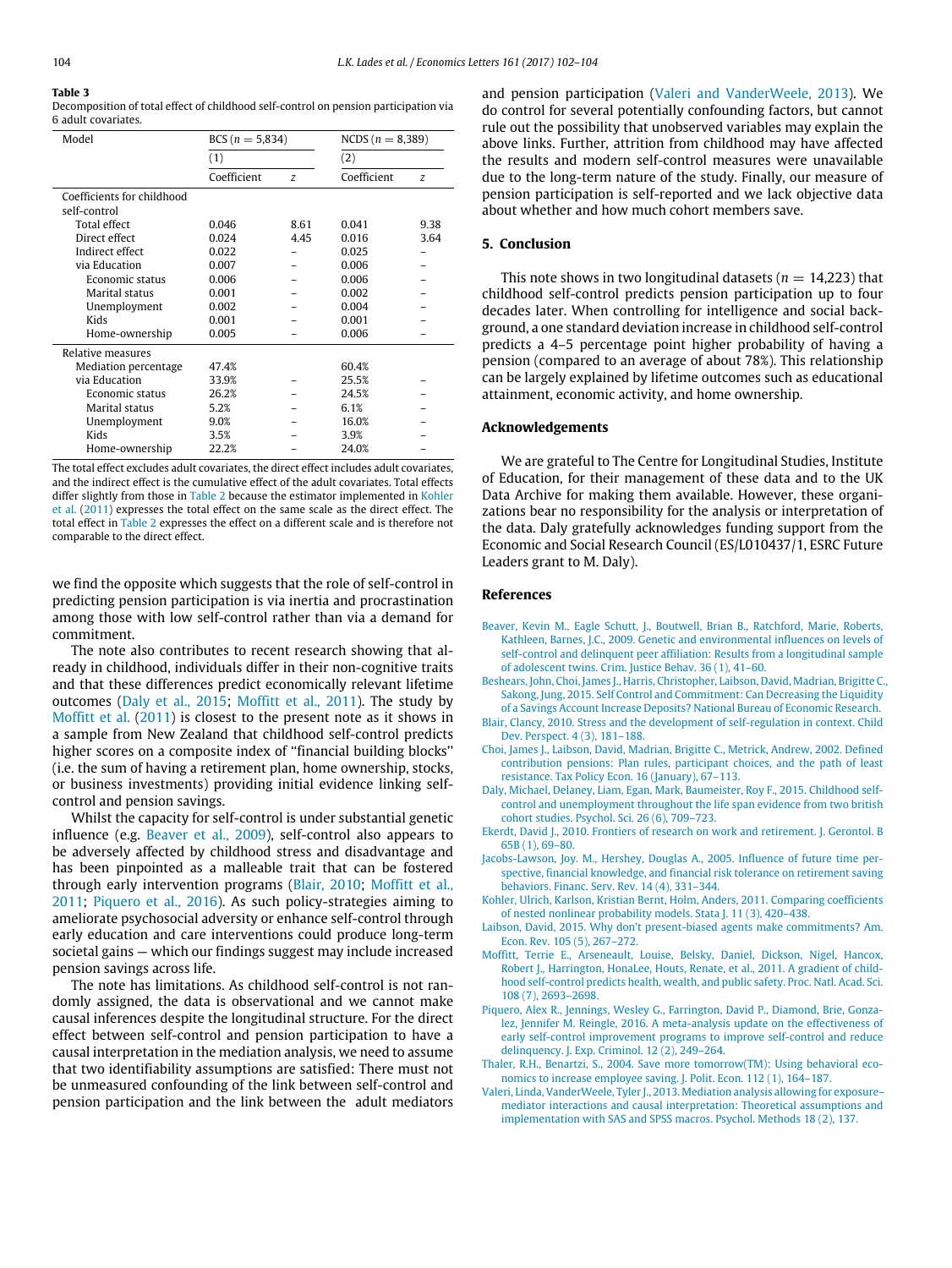**Table 3**
Decomposition of total effect of childhood self-control on pension participation via 6 adult covariates.

| Model | BCS ($n$ = 5,834) | | NCDS ($n$ = 8,389) | |
|---|---|---|---|---|
| | (1) | | (2) | |
| | Coefficient | $z$ | Coefficient | $z$ |
| Coefficients for childhood self-control | | | | |
| Total effect | 0.046 | 8.61 | 0.041 | 9.38 |
| Direct effect | 0.024 | 4.45 | 0.016 | 3.64 |
| Indirect effect | 0.022 | – | 0.025 | – |
| via Education | 0.007 | – | 0.006 | – |
| Economic status | 0.006 | – | 0.006 | – |
| Marital status | 0.001 | – | 0.002 | – |
| Unemployment | 0.002 | – | 0.004 | – |
| Kids | 0.001 | – | 0.001 | – |
| Home-ownership | 0.005 | – | 0.006 | – |
| Relative measures | | | | |
| Mediation percentage | 47.4% | | 60.4% | |
| via Education | 33.9% | – | 25.5% | – |
| Economic status | 26.2% | – | 24.5% | – |
| Marital status | 5.2% | – | 6.1% | – |
| Unemployment | 9.0% | – | 16.0% | – |
| Kids | 3.5% | – | 3.9% | – |
| Home-ownership | 22.2% | – | 24.0% | – |

The total effect excludes adult covariates, the direct effect includes adult covariates, and the indirect effect is the cumulative effect of the adult covariates. Total effects differ slightly from those in Table 2 because the estimator implemented in Kohler et al. (2011) expresses the total effect on the same scale as the direct effect. The total effect in Table 2 expresses the effect on a different scale and is therefore not comparable to the direct effect.

we find the opposite which suggests that the role of self-control in predicting pension participation is via inertia and procrastination among those with low self-control rather than via a demand for commitment.

The note also contributes to recent research showing that already in childhood, individuals differ in their non-cognitive traits and that these differences predict economically relevant lifetime outcomes (Daly et al., 2015; Moffitt et al., 2011). The study by Moffitt et al. (2011) is closest to the present note as it shows in a sample from New Zealand that childhood self-control predicts higher scores on a composite index of "financial building blocks" (i.e. the sum of having a retirement plan, home ownership, stocks, or business investments) providing initial evidence linking self-control and pension savings.

Whilst the capacity for self-control is under substantial genetic influence (e.g. Beaver et al., 2009), self-control also appears to be adversely affected by childhood stress and disadvantage and has been pinpointed as a malleable trait that can be fostered through early intervention programs (Blair, 2010; Moffitt et al., 2011; Piquero et al., 2016). As such policy-strategies aiming to ameliorate psychosocial adversity or enhance self-control through early education and care interventions could produce long-term societal gains — which our findings suggest may include increased pension savings across life.

The note has limitations. As childhood self-control is not randomly assigned, the data is observational and we cannot make causal inferences despite the longitudinal structure. For the direct effect between self-control and pension participation to have a causal interpretation in the mediation analysis, we need to assume that two identifiability assumptions are satisfied: There must not be unmeasured confounding of the link between self-control and pension participation and the link between the adult mediators and pension participation (Valeri and VanderWeele, 2013). We do control for several potentially confounding factors, but cannot rule out the possibility that unobserved variables may explain the above links. Further, attrition from childhood may have affected the results and modern self-control measures were unavailable due to the long-term nature of the study. Finally, our measure of pension participation is self-reported and we lack objective data about whether and how much cohort members save.

## 5. Conclusion

This note shows in two longitudinal datasets ($n = 14{,}223$) that childhood self-control predicts pension participation up to four decades later. When controlling for intelligence and social background, a one standard deviation increase in childhood self-control predicts a 4–5 percentage point higher probability of having a pension (compared to an average of about 78%). This relationship can be largely explained by lifetime outcomes such as educational attainment, economic activity, and home ownership.

## Acknowledgements

We are grateful to The Centre for Longitudinal Studies, Institute of Education, for their management of these data and to the UK Data Archive for making them available. However, these organizations bear no responsibility for the analysis or interpretation of the data. Daly gratefully acknowledges funding support from the Economic and Social Research Council (ES/L010437/1, ESRC Future Leaders grant to M. Daly).

## References

- Beaver, Kevin M., Eagle Schutt, J., Boutwell, Brian B., Ratchford, Marie, Roberts, Kathleen, Barnes, J.C., 2009. Genetic and environmental influences on levels of self-control and delinquent peer affiliation: Results from a longitudinal sample of adolescent twins. Crim. Justice Behav. 36 (1), 41–60.
- Beshears, John, Choi, James J., Harris, Christopher, Laibson, David, Madrian, Brigitte C., Sakong, Jung, 2015. Self Control and Commitment: Can Decreasing the Liquidity of a Savings Account Increase Deposits? National Bureau of Economic Research.
- Blair, Clancy, 2010. Stress and the development of self-regulation in context. Child Dev. Perspect. 4 (3), 181–188.
- Choi, James J., Laibson, David, Madrian, Brigitte C., Metrick, Andrew, 2002. Defined contribution pensions: Plan rules, participant choices, and the path of least resistance. Tax Policy Econ. 16 (January), 67–113.
- Daly, Michael, Delaney, Liam, Egan, Mark, Baumeister, Roy F., 2015. Childhood self-control and unemployment throughout the life span evidence from two british cohort studies. Psychol. Sci. 26 (6), 709–723.
- Ekerdt, David J., 2010. Frontiers of research on work and retirement. J. Gerontol. B 65B (1), 69–80.
- Jacobs-Lawson, Joy. M., Hershey, Douglas A., 2005. Influence of future time perspective, financial knowledge, and financial risk tolerance on retirement saving behaviors. Financ. Serv. Rev. 14 (4), 331–344.
- Kohler, Ulrich, Karlson, Kristian Bernt, Holm, Anders, 2011. Comparing coefficients of nested nonlinear probability models. Stata J. 11 (3), 420–438.
- Laibson, David, 2015. Why don't present-biased agents make commitments? Am. Econ. Rev. 105 (5), 267–272.
- Moffitt, Terrie E., Arseneault, Louise, Belsky, Daniel, Dickson, Nigel, Hancox, Robert J., Harrington, HonaLee, Houts, Renate, et al., 2011. A gradient of childhood self-control predicts health, wealth, and public safety. Proc. Natl. Acad. Sci. 108 (7), 2693–2698.
- Piquero, Alex R., Jennings, Wesley G., Farrington, David P., Diamond, Brie, Gonzalez, Jennifer M. Reingle, 2016. A meta-analysis update on the effectiveness of early self-control improvement programs to improve self-control and reduce delinquency. J. Exp. Criminol. 12 (2), 249–264.
- Thaler, R.H., Benartzi, S., 2004. Save more tomorrow(TM): Using behavioral economics to increase employee saving. J. Polit. Econ. 112 (1), 164–187.
- Valeri, Linda, VanderWeele, Tyler J., 2013. Mediation analysis allowing for exposure–mediator interactions and causal interpretation: Theoretical assumptions and implementation with SAS and SPSS macros. Psychol. Methods 18 (2), 137.